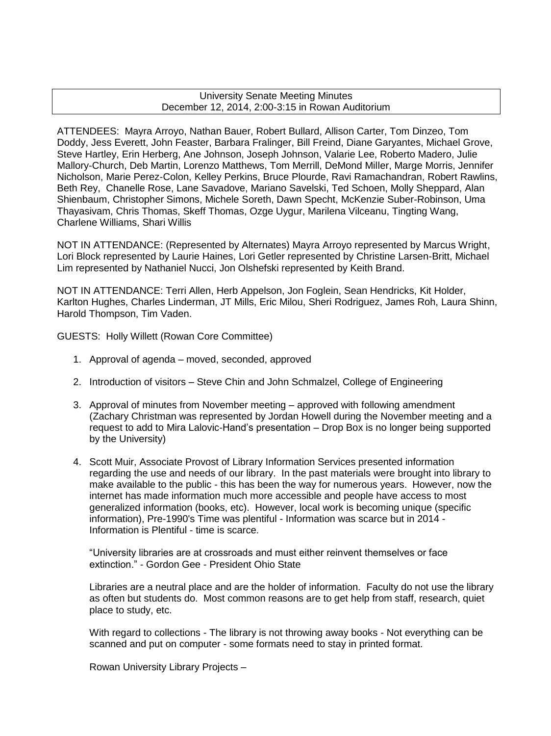University Senate Meeting Minutes
December 12, 2014, 2:00-3:15 in Rowan Auditorium

ATTENDEES: Mayra Arroyo, Nathan Bauer, Robert Bullard, Allison Carter, Tom Dinzeo, Tom Doddy, Jess Everett, John Feaster, Barbara Fralinger, Bill Freind, Diane Garyantes, Michael Grove, Steve Hartley, Erin Herberg, Ane Johnson, Joseph Johnson, Valarie Lee, Roberto Madero, Julie Mallory-Church, Deb Martin, Lorenzo Matthews, Tom Merrill, DeMond Miller, Marge Morris, Jennifer Nicholson, Marie Perez-Colon, Kelley Perkins, Bruce Plourde, Ravi Ramachandran, Robert Rawlins, Beth Rey, Chanelle Rose, Lane Savadove, Mariano Savelski, Ted Schoen, Molly Sheppard, Alan Shienbaum, Christopher Simons, Michele Soreth, Dawn Specht, McKenzie Suber-Robinson, Uma Thayasivam, Chris Thomas, Skeff Thomas, Ozge Uygur, Marilena Vilceanu, Tingting Wang, Charlene Williams, Shari Willis

NOT IN ATTENDANCE: (Represented by Alternates) Mayra Arroyo represented by Marcus Wright, Lori Block represented by Laurie Haines, Lori Getler represented by Christine Larsen-Britt, Michael Lim represented by Nathaniel Nucci, Jon Olshefski represented by Keith Brand.

NOT IN ATTENDANCE: Terri Allen, Herb Appelson, Jon Foglein, Sean Hendricks, Kit Holder, Karlton Hughes, Charles Linderman, JT Mills, Eric Milou, Sheri Rodriguez, James Roh, Laura Shinn, Harold Thompson, Tim Vaden.

GUESTS: Holly Willett (Rowan Core Committee)

1. Approval of agenda – moved, seconded, approved

2. Introduction of visitors – Steve Chin and John Schmalzel, College of Engineering

3. Approval of minutes from November meeting – approved with following amendment (Zachary Christman was represented by Jordan Howell during the November meeting and a request to add to Mira Lalovic-Hand's presentation – Drop Box is no longer being supported by the University)

4. Scott Muir, Associate Provost of Library Information Services presented information regarding the use and needs of our library. In the past materials were brought into library to make available to the public - this has been the way for numerous years. However, now the internet has made information much more accessible and people have access to most generalized information (books, etc). However, local work is becoming unique (specific information), Pre-1990's Time was plentiful - Information was scarce but in 2014 - Information is Plentiful - time is scarce.

   "University libraries are at crossroads and must either reinvent themselves or face extinction." - Gordon Gee - President Ohio State

   Libraries are a neutral place and are the holder of information. Faculty do not use the library as often but students do. Most common reasons are to get help from staff, research, quiet place to study, etc.

   With regard to collections - The library is not throwing away books - Not everything can be scanned and put on computer - some formats need to stay in printed format.

   Rowan University Library Projects –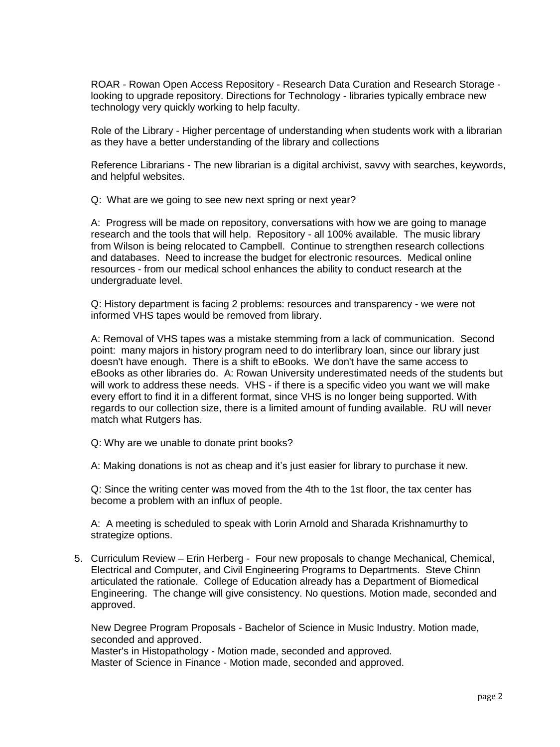ROAR - Rowan Open Access Repository - Research Data Curation and Research Storage - looking to upgrade repository. Directions for Technology - libraries typically embrace new technology very quickly working to help faculty.

Role of the Library - Higher percentage of understanding when students work with a librarian as they have a better understanding of the library and collections

Reference Librarians - The new librarian is a digital archivist, savvy with searches, keywords, and helpful websites.

Q: What are we going to see new next spring or next year?

A: Progress will be made on repository, conversations with how we are going to manage research and the tools that will help. Repository - all 100% available. The music library from Wilson is being relocated to Campbell. Continue to strengthen research collections and databases. Need to increase the budget for electronic resources. Medical online resources - from our medical school enhances the ability to conduct research at the undergraduate level.

Q: History department is facing 2 problems: resources and transparency - we were not informed VHS tapes would be removed from library.

A: Removal of VHS tapes was a mistake stemming from a lack of communication. Second point: many majors in history program need to do interlibrary loan, since our library just doesn't have enough. There is a shift to eBooks. We don't have the same access to eBooks as other libraries do. A: Rowan University underestimated needs of the students but will work to address these needs. VHS - if there is a specific video you want we will make every effort to find it in a different format, since VHS is no longer being supported. With regards to our collection size, there is a limited amount of funding available. RU will never match what Rutgers has.

Q: Why are we unable to donate print books?

A: Making donations is not as cheap and it's just easier for library to purchase it new.

Q: Since the writing center was moved from the 4th to the 1st floor, the tax center has become a problem with an influx of people.

A: A meeting is scheduled to speak with Lorin Arnold and Sharada Krishnamurthy to strategize options.

5. Curriculum Review – Erin Herberg - Four new proposals to change Mechanical, Chemical, Electrical and Computer, and Civil Engineering Programs to Departments. Steve Chinn articulated the rationale. College of Education already has a Department of Biomedical Engineering. The change will give consistency. No questions. Motion made, seconded and approved.

   New Degree Program Proposals - Bachelor of Science in Music Industry. Motion made, seconded and approved.
   Master's in Histopathology - Motion made, seconded and approved.
   Master of Science in Finance - Motion made, seconded and approved.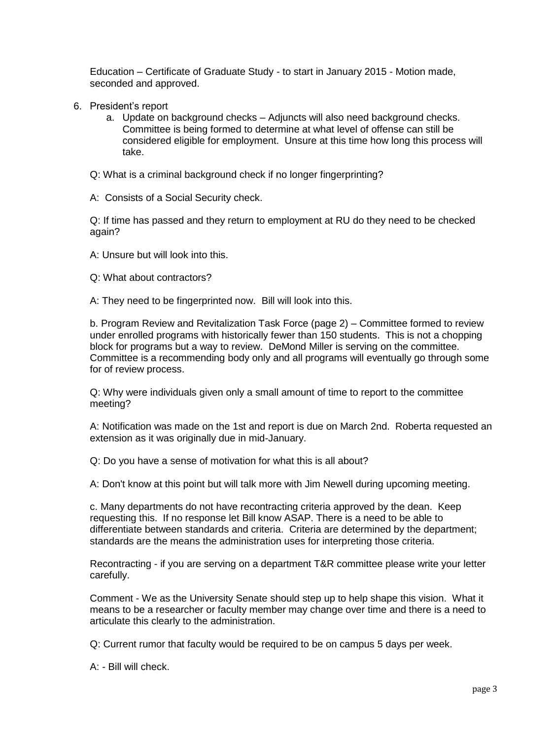Education – Certificate of Graduate Study - to start in January 2015 - Motion made, seconded and approved.

6. President's report
   a. Update on background checks – Adjuncts will also need background checks. Committee is being formed to determine at what level of offense can still be considered eligible for employment. Unsure at this time how long this process will take.

Q: What is a criminal background check if no longer fingerprinting?

A: Consists of a Social Security check.

Q: If time has passed and they return to employment at RU do they need to be checked again?

A: Unsure but will look into this.

Q: What about contractors?

A: They need to be fingerprinted now. Bill will look into this.

b. Program Review and Revitalization Task Force (page 2) – Committee formed to review under enrolled programs with historically fewer than 150 students. This is not a chopping block for programs but a way to review. DeMond Miller is serving on the committee. Committee is a recommending body only and all programs will eventually go through some for of review process.

Q: Why were individuals given only a small amount of time to report to the committee meeting?

A: Notification was made on the 1st and report is due on March 2nd. Roberta requested an extension as it was originally due in mid-January.

Q: Do you have a sense of motivation for what this is all about?

A: Don't know at this point but will talk more with Jim Newell during upcoming meeting.

c. Many departments do not have recontracting criteria approved by the dean. Keep requesting this. If no response let Bill know ASAP. There is a need to be able to differentiate between standards and criteria. Criteria are determined by the department; standards are the means the administration uses for interpreting those criteria.

Recontracting - if you are serving on a department T&R committee please write your letter carefully.

Comment - We as the University Senate should step up to help shape this vision. What it means to be a researcher or faculty member may change over time and there is a need to articulate this clearly to the administration.

Q: Current rumor that faculty would be required to be on campus 5 days per week.

A: - Bill will check.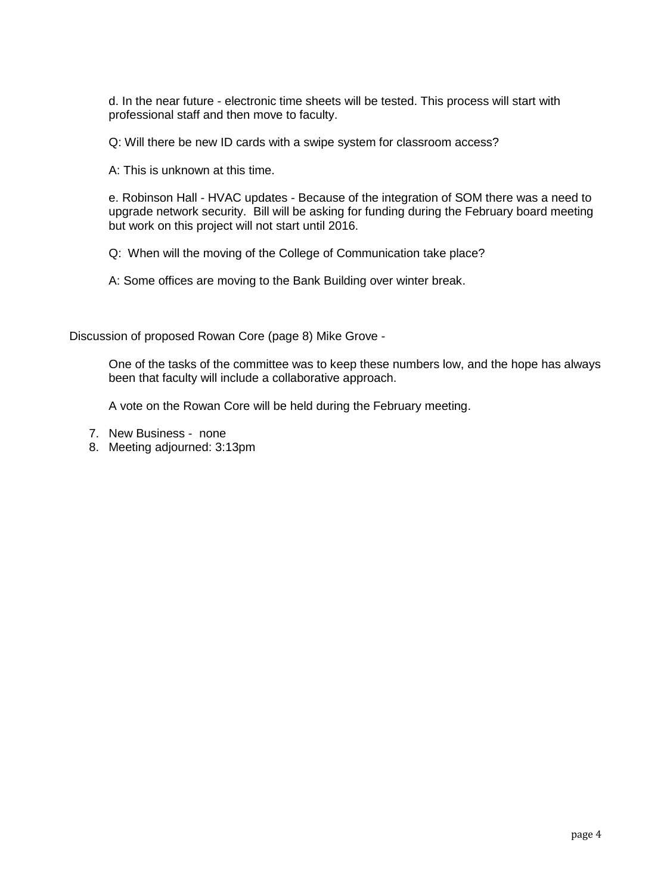d. In the near future - electronic time sheets will be tested. This process will start with professional staff and then move to faculty.

Q: Will there be new ID cards with a swipe system for classroom access?

A: This is unknown at this time.

e. Robinson Hall - HVAC updates - Because of the integration of SOM there was a need to upgrade network security. Bill will be asking for funding during the February board meeting but work on this project will not start until 2016.

Q: When will the moving of the College of Communication take place?

A: Some offices are moving to the Bank Building over winter break.

Discussion of proposed Rowan Core (page 8) Mike Grove -

One of the tasks of the committee was to keep these numbers low, and the hope has always been that faculty will include a collaborative approach.

A vote on the Rowan Core will be held during the February meeting.

7. New Business - none
8. Meeting adjourned: 3:13pm